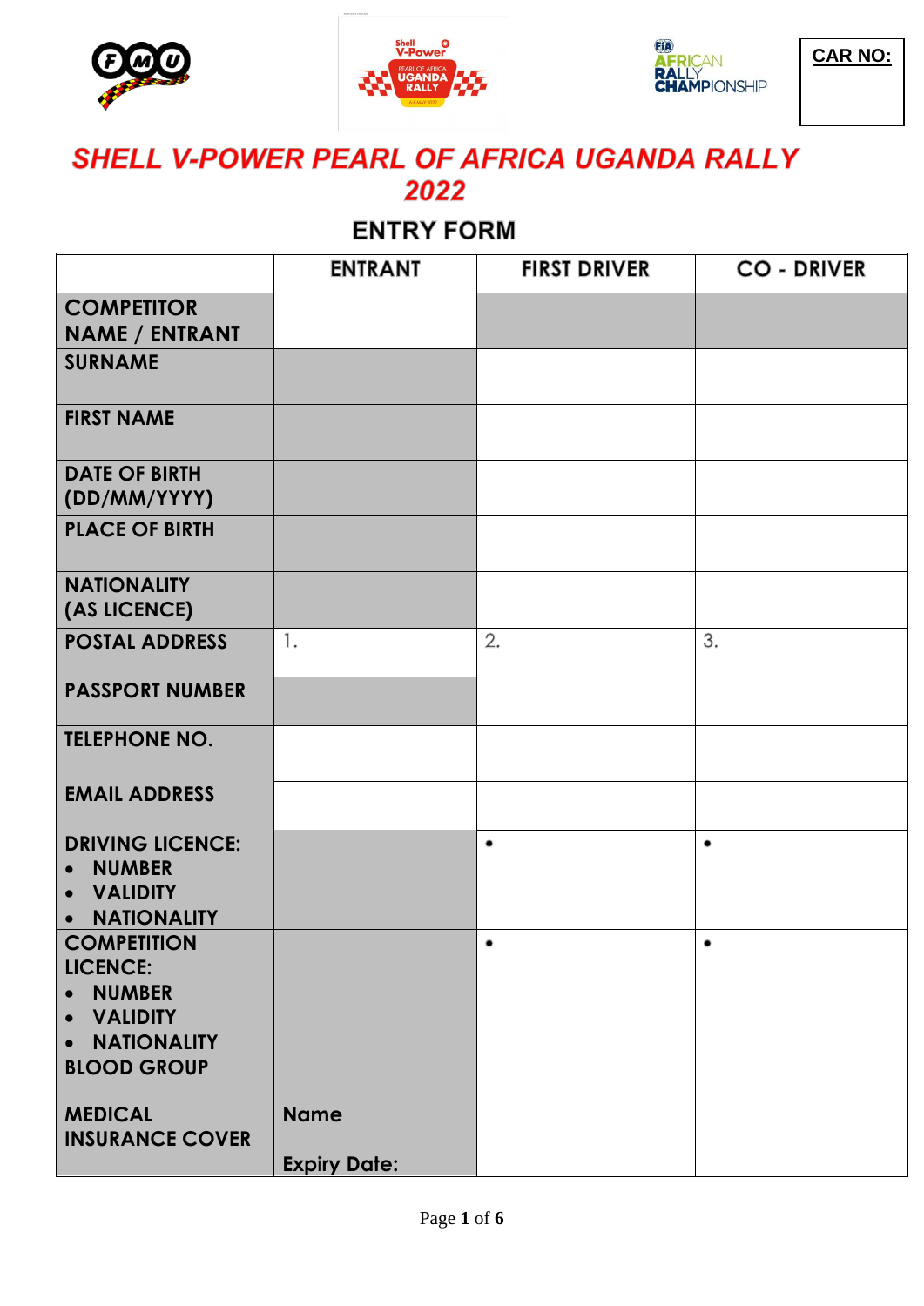**CAR NO:**

# SHELL V-POWER PEARL OF AFRICA UGANDA RALLY 2022

## ENTRY FORM

| | ENTRANT | FIRST DRIVER | CO - DRIVER |
|---|---|---|---|
| **COMPETITOR NAME / ENTRANT** | | | |
| **SURNAME** | | | |
| **FIRST NAME** | | | |
| **DATE OF BIRTH (DD/MM/YYYY)** | | | |
| **PLACE OF BIRTH** | | | |
| **NATIONALITY (AS LICENCE)** | | | |
| **POSTAL ADDRESS** | 1. | 2. | 3. |
| **PASSPORT NUMBER** | | | |
| **TELEPHONE NO.** | | | |
| **EMAIL ADDRESS** | | | |
| **DRIVING LICENCE:** <br>• **NUMBER** <br>• **VALIDITY** <br>• **NATIONALITY** | | • | • |
| **COMPETITION LICENCE:** <br>• **NUMBER** <br>• **VALIDITY** <br>• **NATIONALITY** | | • | • |
| **BLOOD GROUP** | | | |
| **MEDICAL INSURANCE COVER** | **Name** <br><br>**Expiry Date:** | | |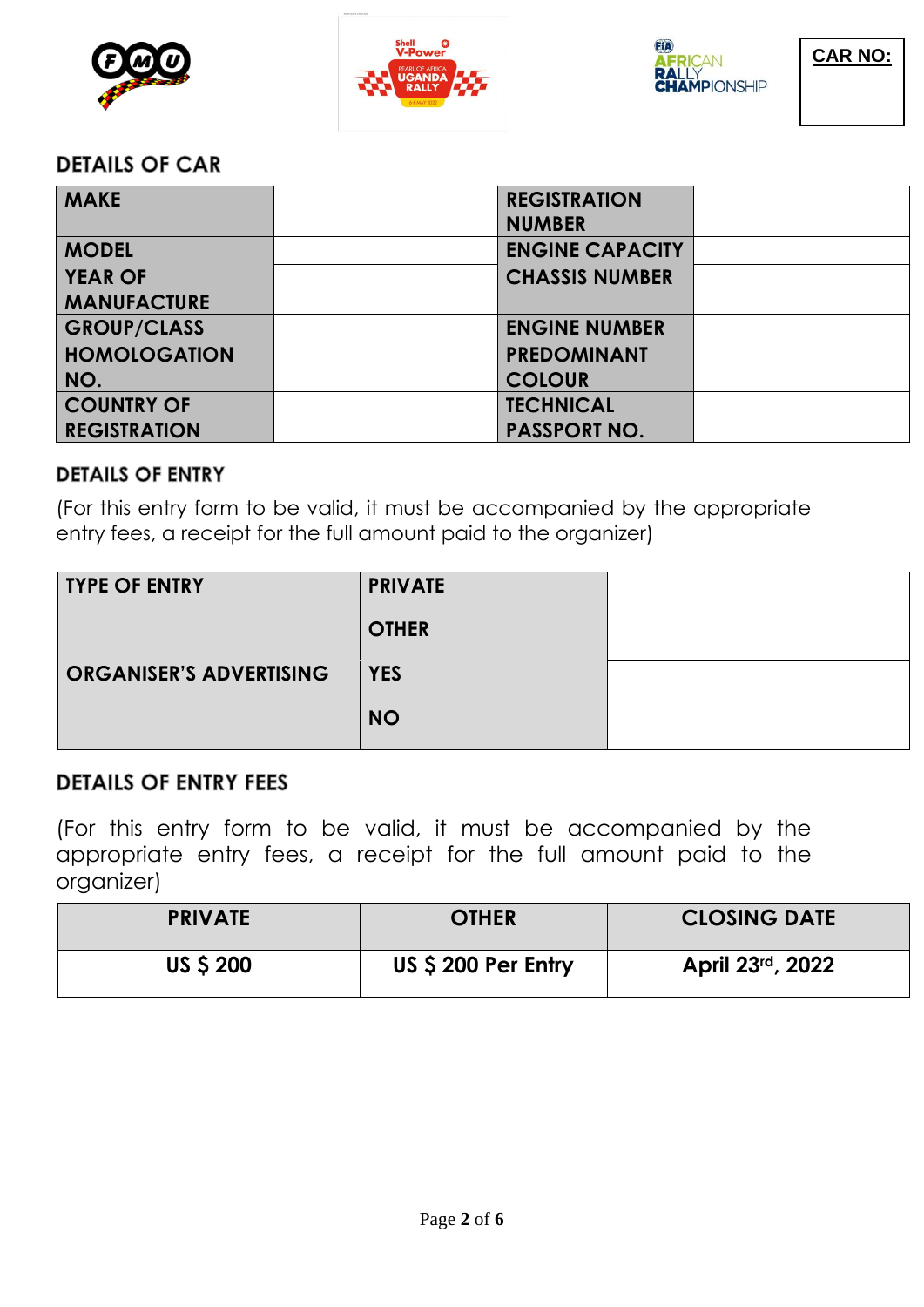| CAR NO: |
|---|
| |

## DETAILS OF CAR

| MAKE | | REGISTRATION NUMBER | |
|---|---|---|---|
| MODEL | | ENGINE CAPACITY | |
| YEAR OF MANUFACTURE | | CHASSIS NUMBER | |
| GROUP/CLASS | | ENGINE NUMBER | |
| HOMOLOGATION NO. | | PREDOMINANT COLOUR | |
| COUNTRY OF REGISTRATION | | TECHNICAL PASSPORT NO. | |

## DETAILS OF ENTRY

(For this entry form to be valid, it must be accompanied by the appropriate entry fees, a receipt for the full amount paid to the organizer)

| TYPE OF ENTRY | PRIVATE | |
|---|---|---|
| | OTHER | |
| ORGANISER'S ADVERTISING | YES | |
| | NO | |

## DETAILS OF ENTRY FEES

(For this entry form to be valid, it must be accompanied by the appropriate entry fees, a receipt for the full amount paid to the organizer)

| PRIVATE | OTHER | CLOSING DATE |
|---|---|---|
| US $ 200 | US $ 200 Per Entry | April 23rd, 2022 |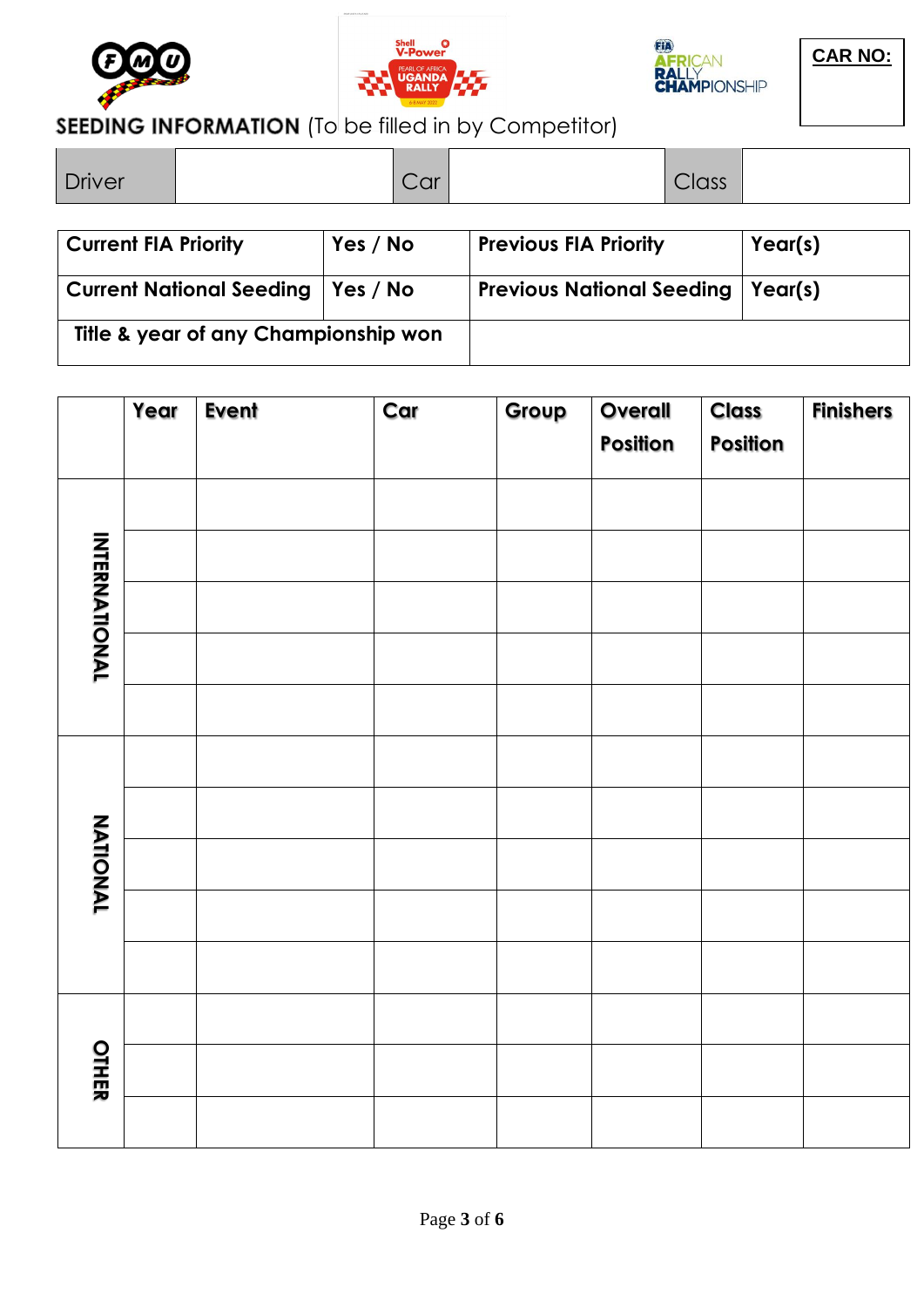CAR NO:

**SEEDING INFORMATION** (To be filled in by Competitor)

| Driver | | Car | | Class | |
|---|---|---|---|---|---|

| **Current FIA Priority** | **Yes / No** | **Previous FIA Priority** | **Year(s)** |
|---|---|---|---|
| **Current National Seeding** | **Yes / No** | **Previous National Seeding** | **Year(s)** |
| **Title & year of any Championship won** | | | |

| | Year | Event | Car | Group | Overall Position | Class Position | Finishers |
|---|---|---|---|---|---|---|---|
| INTERNATIONAL | | | | | | | |
| | | | | | | | |
| | | | | | | | |
| | | | | | | | |
| | | | | | | | |
| NATIONAL | | | | | | | |
| | | | | | | | |
| | | | | | | | |
| | | | | | | | |
| | | | | | | | |
| OTHER | | | | | | | |
| | | | | | | | |
| | | | | | | | |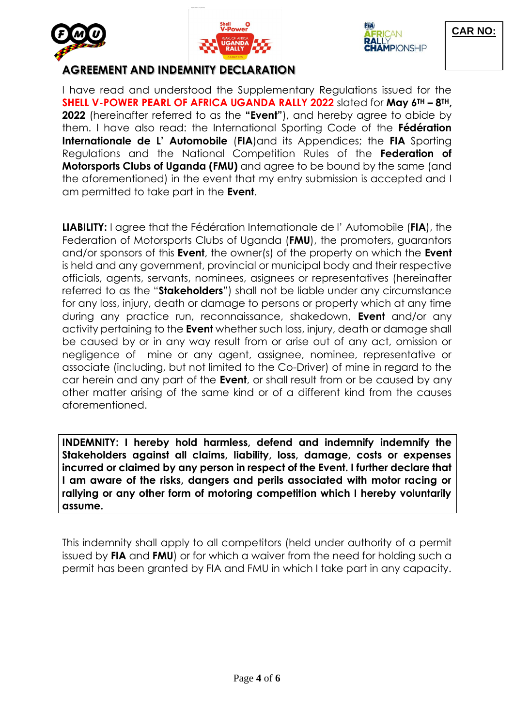**CAR NO:**

# AGREEMENT AND INDEMNITY DECLARATION

I have read and understood the Supplementary Regulations issued for the **SHELL V-POWER PEARL OF AFRICA UGANDA RALLY 2022** slated for **May 6TH – 8TH, 2022** (hereinafter referred to as the **"Event"**), and hereby agree to abide by them. I have also read: the International Sporting Code of the **Fédération Internationale de L' Automobile** (**FIA**)and its Appendices; the **FIA** Sporting Regulations and the National Competition Rules of the **Federation of Motorsports Clubs of Uganda (FMU)** and agree to be bound by the same (and the aforementioned) in the event that my entry submission is accepted and I am permitted to take part in the **Event**.

**LIABILITY:** I agree that the Fédération Internationale de l' Automobile (**FIA**), the Federation of Motorsports Clubs of Uganda (**FMU**), the promoters, guarantors and/or sponsors of this **Event**, the owner(s) of the property on which the **Event** is held and any government, provincial or municipal body and their respective officials, agents, servants, nominees, asignees or representatives (hereinafter referred to as the "**Stakeholders**") shall not be liable under any circumstance for any loss, injury, death or damage to persons or property which at any time during any practice run, reconnaissance, shakedown, **Event** and/or any activity pertaining to the **Event** whether such loss, injury, death or damage shall be caused by or in any way result from or arise out of any act, omission or negligence of mine or any agent, assignee, nominee, representative or associate (including, but not limited to the Co-Driver) of mine in regard to the car herein and any part of the **Event**, or shall result from or be caused by any other matter arising of the same kind or of a different kind from the causes aforementioned.

**INDEMNITY: I hereby hold harmless, defend and indemnify indemnify the Stakeholders against all claims, liability, loss, damage, costs or expenses incurred or claimed by any person in respect of the Event. I further declare that I am aware of the risks, dangers and perils associated with motor racing or rallying or any other form of motoring competition which I hereby voluntarily assume.**

This indemnity shall apply to all competitors (held under authority of a permit issued by **FIA** and **FMU**) or for which a waiver from the need for holding such a permit has been granted by FIA and FMU in which I take part in any capacity.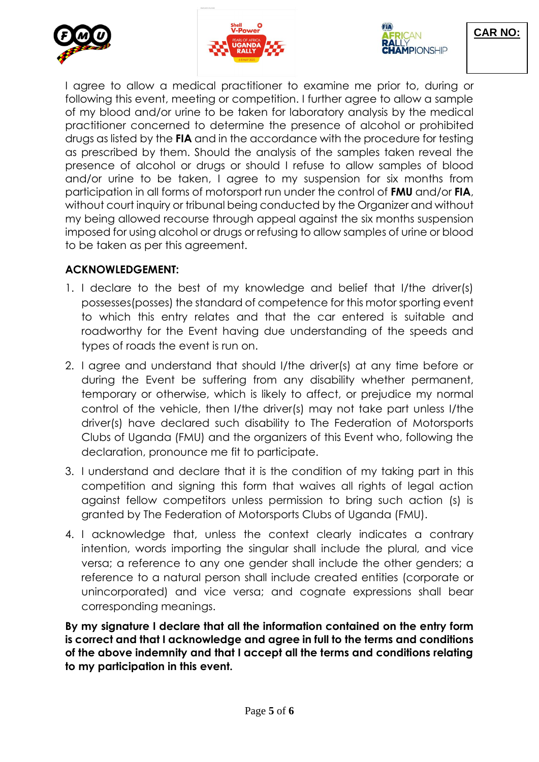**CAR NO:**

I agree to allow a medical practitioner to examine me prior to, during or following this event, meeting or competition. I further agree to allow a sample of my blood and/or urine to be taken for laboratory analysis by the medical practitioner concerned to determine the presence of alcohol or prohibited drugs as listed by the **FIA** and in the accordance with the procedure for testing as prescribed by them. Should the analysis of the samples taken reveal the presence of alcohol or drugs or should I refuse to allow samples of blood and/or urine to be taken, I agree to my suspension for six months from participation in all forms of motorsport run under the control of **FMU** and/or **FIA**, without court inquiry or tribunal being conducted by the Organizer and without my being allowed recourse through appeal against the six months suspension imposed for using alcohol or drugs or refusing to allow samples of urine or blood to be taken as per this agreement.

**ACKNOWLEDGEMENT:**

1. I declare to the best of my knowledge and belief that I/the driver(s) possesses(posses) the standard of competence for this motor sporting event to which this entry relates and that the car entered is suitable and roadworthy for the Event having due understanding of the speeds and types of roads the event is run on.
2. I agree and understand that should I/the driver(s) at any time before or during the Event be suffering from any disability whether permanent, temporary or otherwise, which is likely to affect, or prejudice my normal control of the vehicle, then I/the driver(s) may not take part unless I/the driver(s) have declared such disability to The Federation of Motorsports Clubs of Uganda (FMU) and the organizers of this Event who, following the declaration, pronounce me fit to participate.
3. I understand and declare that it is the condition of my taking part in this competition and signing this form that waives all rights of legal action against fellow competitors unless permission to bring such action (s) is granted by The Federation of Motorsports Clubs of Uganda (FMU).
4. I acknowledge that, unless the context clearly indicates a contrary intention, words importing the singular shall include the plural, and vice versa; a reference to any one gender shall include the other genders; a reference to a natural person shall include created entities (corporate or unincorporated) and vice versa; and cognate expressions shall bear corresponding meanings.

**By my signature I declare that all the information contained on the entry form is correct and that I acknowledge and agree in full to the terms and conditions of the above indemnity and that I accept all the terms and conditions relating to my participation in this event.**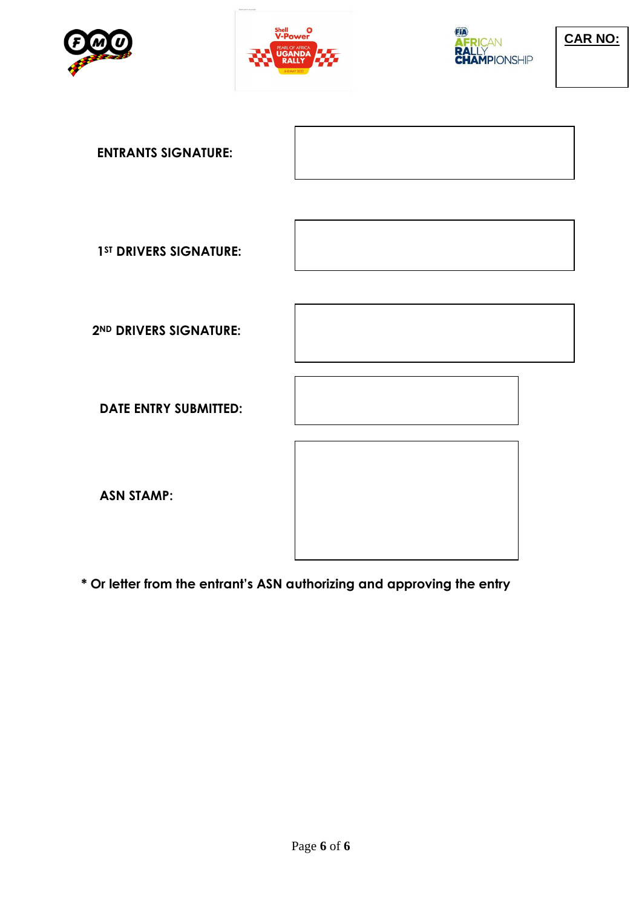**CAR NO:**

**ENTRANTS SIGNATURE:**

**1ST DRIVERS SIGNATURE:**

**2ND DRIVERS SIGNATURE:**

**DATE ENTRY SUBMITTED:**

**ASN STAMP:**

**\* Or letter from the entrant's ASN authorizing and approving the entry**